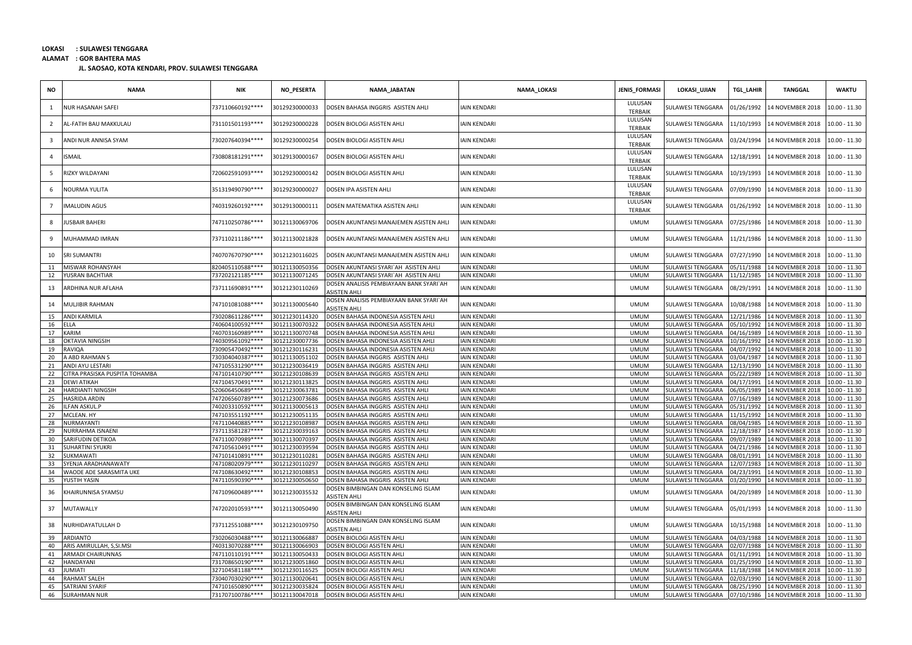**LOKASI : SULAWESI TENGGARA**

**ALAMAT : GOR BAHTERA MAS**

**JL. SAOSAO, KOTA KENDARI, PROV. SULAWESI TENGGARA**

| NO | NAMA | NIK | NO_PESERTA | NAMA_JABATAN | NAMA_LOKASI | JENIS_FORMASI | LOKASI_UJIAN | TGL_LAHIR | TANGGAL | WAKTU |
|---|---|---|---|---|---|---|---|---|---|---|
| 1 | NUR HASANAH SAFEI | 737110660192**** | 30129230000033 | DOSEN BAHASA INGGRIS ASISTEN AHLI | IAIN KENDARI | LULUSAN TERBAIK | SULAWESI TENGGARA | 01/26/1992 | 14 NOVEMBER 2018 | 10.00 - 11.30 |
| 2 | AL-FATIH BAU MAKKULAU | 731101501193**** | 30129230000228 | DOSEN BIOLOGI ASISTEN AHLI | IAIN KENDARI | LULUSAN TERBAIK | SULAWESI TENGGARA | 11/10/1993 | 14 NOVEMBER 2018 | 10.00 - 11.30 |
| 3 | ANDI NUR ANNISA SYAM | 730207640394**** | 30129230000254 | DOSEN BIOLOGI ASISTEN AHLI | IAIN KENDARI | LULUSAN TERBAIK | SULAWESI TENGGARA | 03/24/1994 | 14 NOVEMBER 2018 | 10.00 - 11.30 |
| 4 | ISMAIL | 730808181291**** | 30129130000167 | DOSEN BIOLOGI ASISTEN AHLI | IAIN KENDARI | LULUSAN TERBAIK | SULAWESI TENGGARA | 12/18/1991 | 14 NOVEMBER 2018 | 10.00 - 11.30 |
| 5 | RIZKY WILDAYANI | 720602591093**** | 30129230000142 | DOSEN BIOLOGI ASISTEN AHLI | IAIN KENDARI | LULUSAN TERBAIK | SULAWESI TENGGARA | 10/19/1993 | 14 NOVEMBER 2018 | 10.00 - 11.30 |
| 6 | NOURMA YULITA | 351319490790**** | 30129230000027 | DOSEN IPA ASISTEN AHLI | IAIN KENDARI | LULUSAN TERBAIK | SULAWESI TENGGARA | 07/09/1990 | 14 NOVEMBER 2018 | 10.00 - 11.30 |
| 7 | IMALUDIN AGUS | 740319260192**** | 30129130000111 | DOSEN MATEMATIKA ASISTEN AHLI | IAIN KENDARI | LULUSAN TERBAIK | SULAWESI TENGGARA | 01/26/1992 | 14 NOVEMBER 2018 | 10.00 - 11.30 |
| 8 | JUSBAIR BAHERI | 747110250786**** | 30121130069706 | DOSEN AKUNTANSI MANAJEMEN ASISTEN AHLI | IAIN KENDARI | UMUM | SULAWESI TENGGARA | 07/25/1986 | 14 NOVEMBER 2018 | 10.00 - 11.30 |
| 9 | MUHAMMAD IMRAN | 737110211186**** | 30121130021828 | DOSEN AKUNTANSI MANAJEMEN ASISTEN AHLI | IAIN KENDARI | UMUM | SULAWESI TENGGARA | 11/21/1986 | 14 NOVEMBER 2018 | 10.00 - 11.30 |
| 10 | SRI SUMANTRI | 740707670790**** | 30121230116025 | DOSEN AKUNTANSI MANAJEMEN ASISTEN AHLI | IAIN KENDARI | UMUM | SULAWESI TENGGARA | 07/27/1990 | 14 NOVEMBER 2018 | 10.00 - 11.30 |
| 11 | MISWAR ROHANSYAH | 820405110588**** | 30121130050356 | DOSEN AKUNTANSI SYARI`AH ASISTEN AHLI | IAIN KENDARI | UMUM | SULAWESI TENGGARA | 05/11/1988 | 14 NOVEMBER 2018 | 10.00 - 11.30 |
| 12 | YUSRAN BACHTIAR | 737202121185**** | 30121130071245 | DOSEN AKUNTANSI SYARI`AH ASISTEN AHLI | IAIN KENDARI | UMUM | SULAWESI TENGGARA | 11/12/1985 | 14 NOVEMBER 2018 | 10.00 - 11.30 |
| 13 | ARDHINA NUR AFLAHA | 737111690891**** | 30121230110269 | DOSEN ANALISIS PEMBIAYAAN BANK SYARI`AH ASISTEN AHLI | IAIN KENDARI | UMUM | SULAWESI TENGGARA | 08/29/1991 | 14 NOVEMBER 2018 | 10.00 - 11.30 |
| 14 | MULJIBIR RAHMAN | 747101081088**** | 30121130005640 | DOSEN ANALISIS PEMBIAYAAN BANK SYARI`AH ASISTEN AHLI | IAIN KENDARI | UMUM | SULAWESI TENGGARA | 10/08/1988 | 14 NOVEMBER 2018 | 10.00 - 11.30 |
| 15 | ANDI KARMILA | 730208611286**** | 30121230114320 | DOSEN BAHASA INDONESIA ASISTEN AHLI | IAIN KENDARI | UMUM | SULAWESI TENGGARA | 12/21/1986 | 14 NOVEMBER 2018 | 10.00 - 11.30 |
| 16 | ELLA | 740604100592**** | 30121130070322 | DOSEN BAHASA INDONESIA ASISTEN AHLI | IAIN KENDARI | UMUM | SULAWESI TENGGARA | 05/10/1992 | 14 NOVEMBER 2018 | 10.00 - 11.30 |
| 17 | KARIM | 740703160989**** | 30121130070748 | DOSEN BAHASA INDONESIA ASISTEN AHLI | IAIN KENDARI | UMUM | SULAWESI TENGGARA | 04/16/1989 | 14 NOVEMBER 2018 | 10.00 - 11.30 |
| 18 | OKTAVIA NINGSIH | 740309561092**** | 30121230007736 | DOSEN BAHASA INDONESIA ASISTEN AHLI | IAIN KENDARI | UMUM | SULAWESI TENGGARA | 10/16/1992 | 14 NOVEMBER 2018 | 10.00 - 11.30 |
| 19 | RAVIQA | 730905470492**** | 30121230116231 | DOSEN BAHASA INDONESIA ASISTEN AHLI | IAIN KENDARI | UMUM | SULAWESI TENGGARA | 04/07/1992 | 14 NOVEMBER 2018 | 10.00 - 11.30 |
| 20 | A ABD RAHMAN S | 730304040387**** | 30121130051102 | DOSEN BAHASA INGGRIS ASISTEN AHLI | IAIN KENDARI | UMUM | SULAWESI TENGGARA | 03/04/1987 | 14 NOVEMBER 2018 | 10.00 - 11.30 |
| 21 | ANDI AYU LESTARI | 747105531290**** | 30121230036419 | DOSEN BAHASA INGGRIS ASISTEN AHLI | IAIN KENDARI | UMUM | SULAWESI TENGGARA | 12/13/1990 | 14 NOVEMBER 2018 | 10.00 - 11.30 |
| 22 | CITRA PRASISKA PUSPITA TOHAMBA | 747101410790**** | 30121230108639 | DOSEN BAHASA INGGRIS ASISTEN AHLI | IAIN KENDARI | UMUM | SULAWESI TENGGARA | 05/22/1989 | 14 NOVEMBER 2018 | 10.00 - 11.30 |
| 23 | DEWI ATIKAH | 747104570491**** | 30121230113825 | DOSEN BAHASA INGGRIS ASISTEN AHLI | IAIN KENDARI | UMUM | SULAWESI TENGGARA | 04/17/1991 | 14 NOVEMBER 2018 | 10.00 - 11.30 |
| 24 | HARDIANTI NINGSIH | 520606450689**** | 30121230063781 | DOSEN BAHASA INGGRIS ASISTEN AHLI | IAIN KENDARI | UMUM | SULAWESI TENGGARA | 06/05/1989 | 14 NOVEMBER 2018 | 10.00 - 11.30 |
| 25 | HASRIDA ARDIN | 747206560789**** | 30121230073686 | DOSEN BAHASA INGGRIS ASISTEN AHLI | IAIN KENDARI | UMUM | SULAWESI TENGGARA | 07/16/1989 | 14 NOVEMBER 2018 | 10.00 - 11.30 |
| 26 | ILFAN ASKUL.P | 740203310592**** | 30121130005613 | DOSEN BAHASA INGGRIS ASISTEN AHLI | IAIN KENDARI | UMUM | SULAWESI TENGGARA | 05/31/1992 | 14 NOVEMBER 2018 | 10.00 - 11.30 |
| 27 | MCLEAN. HY | 747103551192**** | 30121230051135 | DOSEN BAHASA INGGRIS ASISTEN AHLI | IAIN KENDARI | UMUM | SULAWESI TENGGARA | 11/15/1992 | 14 NOVEMBER 2018 | 10.00 - 11.30 |
| 28 | NURMAYANTI | 747110440885**** | 30121230108987 | DOSEN BAHASA INGGRIS ASISTEN AHLI | IAIN KENDARI | UMUM | SULAWESI TENGGARA | 08/04/1985 | 14 NOVEMBER 2018 | 10.00 - 11.30 |
| 29 | NURRAHMA ISNAENI | 737113581287**** | 30121230039163 | DOSEN BAHASA INGGRIS ASISTEN AHLI | IAIN KENDARI | UMUM | SULAWESI TENGGARA | 12/18/1987 | 14 NOVEMBER 2018 | 10.00 - 11.30 |
| 30 | SARIFUDIN DETIKOA | 747110070989**** | 30121130070397 | DOSEN BAHASA INGGRIS ASISTEN AHLI | IAIN KENDARI | UMUM | SULAWESI TENGGARA | 09/07/1989 | 14 NOVEMBER 2018 | 10.00 - 11.30 |
| 31 | SUHARTINI SYUKRI | 747105610491**** | 30121230039594 | DOSEN BAHASA INGGRIS ASISTEN AHLI | IAIN KENDARI | UMUM | SULAWESI TENGGARA | 04/21/1986 | 14 NOVEMBER 2018 | 10.00 - 11.30 |
| 32 | SUKMAWATI | 747101410891**** | 30121230110281 | DOSEN BAHASA INGGRIS ASISTEN AHLI | IAIN KENDARI | UMUM | SULAWESI TENGGARA | 08/01/1991 | 14 NOVEMBER 2018 | 10.00 - 11.30 |
| 33 | SYENJA ARADHANAWATY | 747108020979**** | 30121230110297 | DOSEN BAHASA INGGRIS ASISTEN AHLI | IAIN KENDARI | UMUM | SULAWESI TENGGARA | 12/07/1983 | 14 NOVEMBER 2018 | 10.00 - 11.30 |
| 34 | WAODE ADE SARASMITA UKE | 747108630492**** | 30121230108853 | DOSEN BAHASA INGGRIS ASISTEN AHLI | IAIN KENDARI | UMUM | SULAWESI TENGGARA | 04/23/1991 | 14 NOVEMBER 2018 | 10.00 - 11.30 |
| 35 | YUSTIH YASIN | 747110590390**** | 30121230050650 | DOSEN BAHASA INGGRIS ASISTEN AHLI | IAIN KENDARI | UMUM | SULAWESI TENGGARA | 03/20/1990 | 14 NOVEMBER 2018 | 10.00 - 11.30 |
| 36 | KHAIRUNNISA SYAMSU | 747109600489**** | 30121230035532 | DOSEN BIMBINGAN DAN KONSELING ISLAM ASISTEN AHLI | IAIN KENDARI | UMUM | SULAWESI TENGGARA | 04/20/1989 | 14 NOVEMBER 2018 | 10.00 - 11.30 |
| 37 | MUTAWALLY | 747202010593**** | 30121130050490 | DOSEN BIMBINGAN DAN KONSELING ISLAM ASISTEN AHLI | IAIN KENDARI | UMUM | SULAWESI TENGGARA | 05/01/1993 | 14 NOVEMBER 2018 | 10.00 - 11.30 |
| 38 | NURHIDAYATULLAH D | 737112551088**** | 30121230109750 | DOSEN BIMBINGAN DAN KONSELING ISLAM ASISTEN AHLI | IAIN KENDARI | UMUM | SULAWESI TENGGARA | 10/15/1988 | 14 NOVEMBER 2018 | 10.00 - 11.30 |
| 39 | ARDIANTO | 730206030488**** | 30121130066887 | DOSEN BIOLOGI ASISTEN AHLI | IAIN KENDARI | UMUM | SULAWESI TENGGARA | 04/03/1988 | 14 NOVEMBER 2018 | 10.00 - 11.30 |
| 40 | ARIS AMIRULLAH, S,SI.MSI | 740313070288**** | 30121130066903 | DOSEN BIOLOGI ASISTEN AHLI | IAIN KENDARI | UMUM | SULAWESI TENGGARA | 02/07/1988 | 14 NOVEMBER 2018 | 10.00 - 11.30 |
| 41 | ARMADI CHAIRUNNAS | 747110010191**** | 30121130050433 | DOSEN BIOLOGI ASISTEN AHLI | IAIN KENDARI | UMUM | SULAWESI TENGGARA | 01/11/1991 | 14 NOVEMBER 2018 | 10.00 - 11.30 |
| 42 | HANDAYANI | 731708650190**** | 30121230051860 | DOSEN BIOLOGI ASISTEN AHLI | IAIN KENDARI | UMUM | SULAWESI TENGGARA | 01/25/1990 | 14 NOVEMBER 2018 | 10.00 - 11.30 |
| 43 | JUMIATI | 327104581188**** | 30121230116525 | DOSEN BIOLOGI ASISTEN AHLI | IAIN KENDARI | UMUM | SULAWESI TENGGARA | 11/18/1988 | 14 NOVEMBER 2018 | 10.00 - 11.30 |
| 44 | RAHMAT SALEH | 730407030290**** | 30121130020641 | DOSEN BIOLOGI ASISTEN AHLI | IAIN KENDARI | UMUM | SULAWESI TENGGARA | 02/03/1990 | 14 NOVEMBER 2018 | 10.00 - 11.30 |
| 45 | SATRIANI SYARIF | 747101650890**** | 30121230035824 | DOSEN BIOLOGI ASISTEN AHLI | IAIN KENDARI | UMUM | SULAWESI TENGGARA | 08/25/1990 | 14 NOVEMBER 2018 | 10.00 - 11.30 |
| 46 | SURAHMAN NUR | 731707100786**** | 30121130047018 | DOSEN BIOLOGI ASISTEN AHLI | IAIN KENDARI | UMUM | SULAWESI TENGGARA | 07/10/1986 | 14 NOVEMBER 2018 | 10.00 - 11.30 |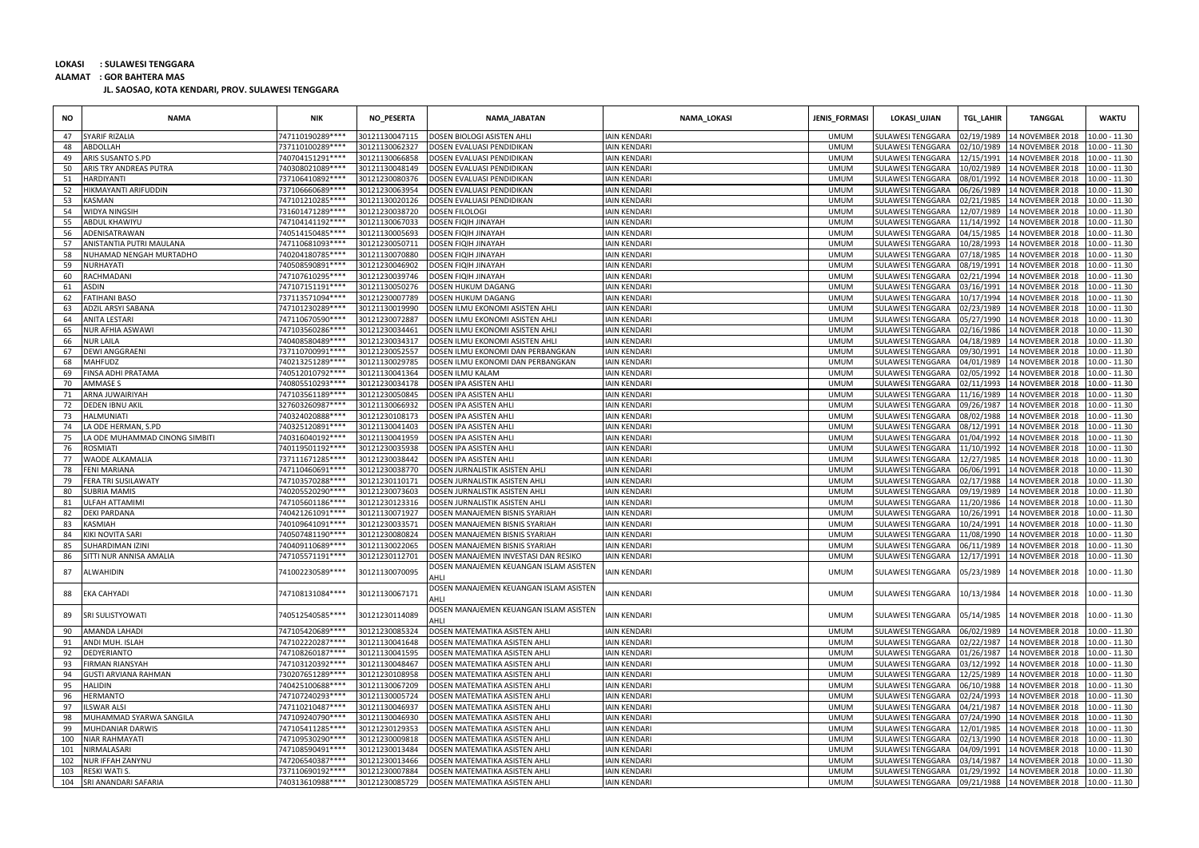**LOKASI : SULAWESI TENGGARA**

**ALAMAT : GOR BAHTERA MAS**

**JL. SAOSAO, KOTA KENDARI, PROV. SULAWESI TENGGARA**

| NO | NAMA | NIK | NO_PESERTA | NAMA_JABATAN | NAMA_LOKASI | JENIS_FORMASI | LOKASI_UJIAN | TGL_LAHIR | TANGGAL | WAKTU |
|---|---|---|---|---|---|---|---|---|---|---|
| 47 | SYARIF RIZALIA | 747110190289**** | 30121130047115 | DOSEN BIOLOGI ASISTEN AHLI | IAIN KENDARI | UMUM | SULAWESI TENGGARA | 02/19/1989 | 14 NOVEMBER 2018 | 10.00 - 11.30 |
| 48 | ABDOLLAH | 737110100289**** | 30121130062327 | DOSEN EVALUASI PENDIDIKAN | IAIN KENDARI | UMUM | SULAWESI TENGGARA | 02/10/1989 | 14 NOVEMBER 2018 | 10.00 - 11.30 |
| 49 | ARIS SUSANTO S.PD | 740704151291**** | 30121130066858 | DOSEN EVALUASI PENDIDIKAN | IAIN KENDARI | UMUM | SULAWESI TENGGARA | 12/15/1991 | 14 NOVEMBER 2018 | 10.00 - 11.30 |
| 50 | ARIS TRY ANDREAS PUTRA | 740308021089**** | 30121130048149 | DOSEN EVALUASI PENDIDIKAN | IAIN KENDARI | UMUM | SULAWESI TENGGARA | 10/02/1989 | 14 NOVEMBER 2018 | 10.00 - 11.30 |
| 51 | HARDIYANTI | 737106410892**** | 30121230080376 | DOSEN EVALUASI PENDIDIKAN | IAIN KENDARI | UMUM | SULAWESI TENGGARA | 08/01/1992 | 14 NOVEMBER 2018 | 10.00 - 11.30 |
| 52 | HIKMAYANTI ARIFUDDIN | 737106660689**** | 30121230063954 | DOSEN EVALUASI PENDIDIKAN | IAIN KENDARI | UMUM | SULAWESI TENGGARA | 06/26/1989 | 14 NOVEMBER 2018 | 10.00 - 11.30 |
| 53 | KASMAN | 747101210285**** | 30121130020126 | DOSEN EVALUASI PENDIDIKAN | IAIN KENDARI | UMUM | SULAWESI TENGGARA | 02/21/1985 | 14 NOVEMBER 2018 | 10.00 - 11.30 |
| 54 | WIDYA NINGSIH | 731601471289**** | 30121230038720 | DOSEN FILOLOGI | IAIN KENDARI | UMUM | SULAWESI TENGGARA | 12/07/1989 | 14 NOVEMBER 2018 | 10.00 - 11.30 |
| 55 | ABDUL KHAWIYU | 747104141192**** | 30121130067033 | DOSEN FIQIH JINAYAH | IAIN KENDARI | UMUM | SULAWESI TENGGARA | 11/14/1992 | 14 NOVEMBER 2018 | 10.00 - 11.30 |
| 56 | ADENISATRAWAN | 740514150485**** | 30121130005693 | DOSEN FIQIH JINAYAH | IAIN KENDARI | UMUM | SULAWESI TENGGARA | 04/15/1985 | 14 NOVEMBER 2018 | 10.00 - 11.30 |
| 57 | ANISTANTIA PUTRI MAULANA | 747110681093**** | 30121230050711 | DOSEN FIQIH JINAYAH | IAIN KENDARI | UMUM | SULAWESI TENGGARA | 10/28/1993 | 14 NOVEMBER 2018 | 10.00 - 11.30 |
| 58 | NUHAMAD NENGAH MURTADHO | 740204180785**** | 30121130070880 | DOSEN FIQIH JINAYAH | IAIN KENDARI | UMUM | SULAWESI TENGGARA | 07/18/1985 | 14 NOVEMBER 2018 | 10.00 - 11.30 |
| 59 | NURHAYATI | 740508590891**** | 30121230046902 | DOSEN FIQIH JINAYAH | IAIN KENDARI | UMUM | SULAWESI TENGGARA | 08/19/1991 | 14 NOVEMBER 2018 | 10.00 - 11.30 |
| 60 | RACHMADANI | 747107610295**** | 30121230039746 | DOSEN FIQIH JINAYAH | IAIN KENDARI | UMUM | SULAWESI TENGGARA | 02/21/1994 | 14 NOVEMBER 2018 | 10.00 - 11.30 |
| 61 | ASDIN | 747107151191**** | 30121130050276 | DOSEN HUKUM DAGANG | IAIN KENDARI | UMUM | SULAWESI TENGGARA | 03/16/1991 | 14 NOVEMBER 2018 | 10.00 - 11.30 |
| 62 | FATIHANI BASO | 737113571094**** | 30121230007789 | DOSEN HUKUM DAGANG | IAIN KENDARI | UMUM | SULAWESI TENGGARA | 10/17/1994 | 14 NOVEMBER 2018 | 10.00 - 11.30 |
| 63 | ADZIL ARSYI SABANA | 747101230289**** | 30121130019990 | DOSEN ILMU EKONOMI ASISTEN AHLI | IAIN KENDARI | UMUM | SULAWESI TENGGARA | 02/23/1989 | 14 NOVEMBER 2018 | 10.00 - 11.30 |
| 64 | ANITA LESTARI | 747110670590**** | 30121230072887 | DOSEN ILMU EKONOMI ASISTEN AHLI | IAIN KENDARI | UMUM | SULAWESI TENGGARA | 05/27/1990 | 14 NOVEMBER 2018 | 10.00 - 11.30 |
| 65 | NUR AFHIA ASWAWI | 747103560286**** | 30121230034461 | DOSEN ILMU EKONOMI ASISTEN AHLI | IAIN KENDARI | UMUM | SULAWESI TENGGARA | 02/16/1986 | 14 NOVEMBER 2018 | 10.00 - 11.30 |
| 66 | NUR LAILA | 740408580489**** | 30121230034317 | DOSEN ILMU EKONOMI ASISTEN AHLI | IAIN KENDARI | UMUM | SULAWESI TENGGARA | 04/18/1989 | 14 NOVEMBER 2018 | 10.00 - 11.30 |
| 67 | DEWI ANGGRAENI | 737110700991**** | 30121230052557 | DOSEN ILMU EKONOMI DAN PERBANGKAN | IAIN KENDARI | UMUM | SULAWESI TENGGARA | 09/30/1991 | 14 NOVEMBER 2018 | 10.00 - 11.30 |
| 68 | MAHFUDZ | 740213251289**** | 30121130029785 | DOSEN ILMU EKONOMI DAN PERBANGKAN | IAIN KENDARI | UMUM | SULAWESI TENGGARA | 04/01/1989 | 14 NOVEMBER 2018 | 10.00 - 11.30 |
| 69 | FINSA ADHI PRATAMA | 740512010792**** | 30121130041364 | DOSEN ILMU KALAM | IAIN KENDARI | UMUM | SULAWESI TENGGARA | 02/05/1992 | 14 NOVEMBER 2018 | 10.00 - 11.30 |
| 70 | AMMASE S | 740805510293**** | 30121230034178 | DOSEN IPA ASISTEN AHLI | IAIN KENDARI | UMUM | SULAWESI TENGGARA | 02/11/1993 | 14 NOVEMBER 2018 | 10.00 - 11.30 |
| 71 | ARNA JUWAIRIYAH | 747103561189**** | 30121230050845 | DOSEN IPA ASISTEN AHLI | IAIN KENDARI | UMUM | SULAWESI TENGGARA | 11/16/1989 | 14 NOVEMBER 2018 | 10.00 - 11.30 |
| 72 | DEDEN IBNU AKIL | 327603260987**** | 30121130066932 | DOSEN IPA ASISTEN AHLI | IAIN KENDARI | UMUM | SULAWESI TENGGARA | 09/26/1987 | 14 NOVEMBER 2018 | 10.00 - 11.30 |
| 73 | HALMUNIATI | 740324020888**** | 30121230108173 | DOSEN IPA ASISTEN AHLI | IAIN KENDARI | UMUM | SULAWESI TENGGARA | 08/02/1988 | 14 NOVEMBER 2018 | 10.00 - 11.30 |
| 74 | LA ODE HERMAN, S.PD | 740325120891**** | 30121130041403 | DOSEN IPA ASISTEN AHLI | IAIN KENDARI | UMUM | SULAWESI TENGGARA | 08/12/1991 | 14 NOVEMBER 2018 | 10.00 - 11.30 |
| 75 | LA ODE MUHAMMAD CINONG SIMBITI | 740316040192**** | 30121130041959 | DOSEN IPA ASISTEN AHLI | IAIN KENDARI | UMUM | SULAWESI TENGGARA | 01/04/1992 | 14 NOVEMBER 2018 | 10.00 - 11.30 |
| 76 | ROSMIATI | 740119501192**** | 30121230035938 | DOSEN IPA ASISTEN AHLI | IAIN KENDARI | UMUM | SULAWESI TENGGARA | 11/10/1992 | 14 NOVEMBER 2018 | 10.00 - 11.30 |
| 77 | WAODE ALKAMALIA | 737111671285**** | 30121230038442 | DOSEN IPA ASISTEN AHLI | IAIN KENDARI | UMUM | SULAWESI TENGGARA | 12/27/1985 | 14 NOVEMBER 2018 | 10.00 - 11.30 |
| 78 | FENI MARIANA | 747110460691**** | 30121230038770 | DOSEN JURNALISTIK ASISTEN AHLI | IAIN KENDARI | UMUM | SULAWESI TENGGARA | 06/06/1991 | 14 NOVEMBER 2018 | 10.00 - 11.30 |
| 79 | FERA TRI SUSILAWATY | 747103570288**** | 30121230110171 | DOSEN JURNALISTIK ASISTEN AHLI | IAIN KENDARI | UMUM | SULAWESI TENGGARA | 02/17/1988 | 14 NOVEMBER 2018 | 10.00 - 11.30 |
| 80 | SUBRIA MAMIS | 740205520290**** | 30121230073603 | DOSEN JURNALISTIK ASISTEN AHLI | IAIN KENDARI | UMUM | SULAWESI TENGGARA | 09/19/1989 | 14 NOVEMBER 2018 | 10.00 - 11.30 |
| 81 | ULFAH ATTAMIMI | 747105601186**** | 30121230123316 | DOSEN JURNALISTIK ASISTEN AHLI | IAIN KENDARI | UMUM | SULAWESI TENGGARA | 11/20/1986 | 14 NOVEMBER 2018 | 10.00 - 11.30 |
| 82 | DEKI PARDANA | 740421261091**** | 30121130071927 | DOSEN MANAJEMEN BISNIS SYARIAH | IAIN KENDARI | UMUM | SULAWESI TENGGARA | 10/26/1991 | 14 NOVEMBER 2018 | 10.00 - 11.30 |
| 83 | KASMIAH | 740109641091**** | 30121230033571 | DOSEN MANAJEMEN BISNIS SYARIAH | IAIN KENDARI | UMUM | SULAWESI TENGGARA | 10/24/1991 | 14 NOVEMBER 2018 | 10.00 - 11.30 |
| 84 | KIKI NOVITA SARI | 740507481190**** | 30121230080824 | DOSEN MANAJEMEN BISNIS SYARIAH | IAIN KENDARI | UMUM | SULAWESI TENGGARA | 11/08/1990 | 14 NOVEMBER 2018 | 10.00 - 11.30 |
| 85 | SUHARDIMAN IZINI | 740409110689**** | 30121130022065 | DOSEN MANAJEMEN BISNIS SYARIAH | IAIN KENDARI | UMUM | SULAWESI TENGGARA | 06/11/1989 | 14 NOVEMBER 2018 | 10.00 - 11.30 |
| 86 | SITTI NUR ANNISA AMALIA | 747105571191**** | 30121230112701 | DOSEN MANAJEMEN INVESTASI DAN RESIKO | IAIN KENDARI | UMUM | SULAWESI TENGGARA | 12/17/1991 | 14 NOVEMBER 2018 | 10.00 - 11.30 |
| 87 | ALWAHIDIN | 741002230589**** | 30121130070095 | DOSEN MANAJEMEN KEUANGAN ISLAM ASISTEN AHLI | IAIN KENDARI | UMUM | SULAWESI TENGGARA | 05/23/1989 | 14 NOVEMBER 2018 | 10.00 - 11.30 |
| 88 | EKA CAHYADI | 747108131084**** | 30121130067171 | DOSEN MANAJEMEN KEUANGAN ISLAM ASISTEN AHLI | IAIN KENDARI | UMUM | SULAWESI TENGGARA | 10/13/1984 | 14 NOVEMBER 2018 | 10.00 - 11.30 |
| 89 | SRI SULISTYOWATI | 740512540585**** | 30121230114089 | DOSEN MANAJEMEN KEUANGAN ISLAM ASISTEN AHLI | IAIN KENDARI | UMUM | SULAWESI TENGGARA | 05/14/1985 | 14 NOVEMBER 2018 | 10.00 - 11.30 |
| 90 | AMANDA LAHADI | 747105420689**** | 30121230085324 | DOSEN MATEMATIKA ASISTEN AHLI | IAIN KENDARI | UMUM | SULAWESI TENGGARA | 06/02/1989 | 14 NOVEMBER 2018 | 10.00 - 11.30 |
| 91 | ANDI MUH. ISLAH | 747102220287**** | 30121130041648 | DOSEN MATEMATIKA ASISTEN AHLI | IAIN KENDARI | UMUM | SULAWESI TENGGARA | 02/22/1987 | 14 NOVEMBER 2018 | 10.00 - 11.30 |
| 92 | DEDYERIANTO | 747108260187**** | 30121130041595 | DOSEN MATEMATIKA ASISTEN AHLI | IAIN KENDARI | UMUM | SULAWESI TENGGARA | 01/26/1987 | 14 NOVEMBER 2018 | 10.00 - 11.30 |
| 93 | FIRMAN RIANSYAH | 747103120392**** | 30121130048467 | DOSEN MATEMATIKA ASISTEN AHLI | IAIN KENDARI | UMUM | SULAWESI TENGGARA | 03/12/1992 | 14 NOVEMBER 2018 | 10.00 - 11.30 |
| 94 | GUSTI ARVIANA RAHMAN | 730207651289**** | 30121230108958 | DOSEN MATEMATIKA ASISTEN AHLI | IAIN KENDARI | UMUM | SULAWESI TENGGARA | 12/25/1989 | 14 NOVEMBER 2018 | 10.00 - 11.30 |
| 95 | HALIDIN | 740425100688**** | 30121130067209 | DOSEN MATEMATIKA ASISTEN AHLI | IAIN KENDARI | UMUM | SULAWESI TENGGARA | 06/10/1988 | 14 NOVEMBER 2018 | 10.00 - 11.30 |
| 96 | HERMANTO | 747107240293**** | 30121130005724 | DOSEN MATEMATIKA ASISTEN AHLI | IAIN KENDARI | UMUM | SULAWESI TENGGARA | 02/24/1993 | 14 NOVEMBER 2018 | 10.00 - 11.30 |
| 97 | ILSWAR ALSI | 747110210487**** | 30121130046937 | DOSEN MATEMATIKA ASISTEN AHLI | IAIN KENDARI | UMUM | SULAWESI TENGGARA | 04/21/1987 | 14 NOVEMBER 2018 | 10.00 - 11.30 |
| 98 | MUHAMMAD SYARWA SANGILA | 747109240790**** | 30121130046930 | DOSEN MATEMATIKA ASISTEN AHLI | IAIN KENDARI | UMUM | SULAWESI TENGGARA | 07/24/1990 | 14 NOVEMBER 2018 | 10.00 - 11.30 |
| 99 | MUHDANIAR DARWIS | 747105411285**** | 30121230129353 | DOSEN MATEMATIKA ASISTEN AHLI | IAIN KENDARI | UMUM | SULAWESI TENGGARA | 12/01/1985 | 14 NOVEMBER 2018 | 10.00 - 11.30 |
| 100 | NIAR RAHMAYATI | 747109530290**** | 30121230009818 | DOSEN MATEMATIKA ASISTEN AHLI | IAIN KENDARI | UMUM | SULAWESI TENGGARA | 02/13/1990 | 14 NOVEMBER 2018 | 10.00 - 11.30 |
| 101 | NIRMALASARI | 747108590491**** | 30121230013484 | DOSEN MATEMATIKA ASISTEN AHLI | IAIN KENDARI | UMUM | SULAWESI TENGGARA | 04/09/1991 | 14 NOVEMBER 2018 | 10.00 - 11.30 |
| 102 | NUR IFFAH ZANYNU | 747206540387**** | 30121230013466 | DOSEN MATEMATIKA ASISTEN AHLI | IAIN KENDARI | UMUM | SULAWESI TENGGARA | 03/14/1987 | 14 NOVEMBER 2018 | 10.00 - 11.30 |
| 103 | RESKI WATI S | 737110690192**** | 30121230007884 | DOSEN MATEMATIKA ASISTEN AHLI | IAIN KENDARI | UMUM | SULAWESI TENGGARA | 01/29/1992 | 14 NOVEMBER 2018 | 10.00 - 11.30 |
| 104 | SRI ANANDARI SAFARIA | 740313610988**** | 30121230085729 | DOSEN MATEMATIKA ASISTEN AHLI | IAIN KENDARI | UMUM | SULAWESI TENGGARA | 09/21/1988 | 14 NOVEMBER 2018 | 10.00 - 11.30 |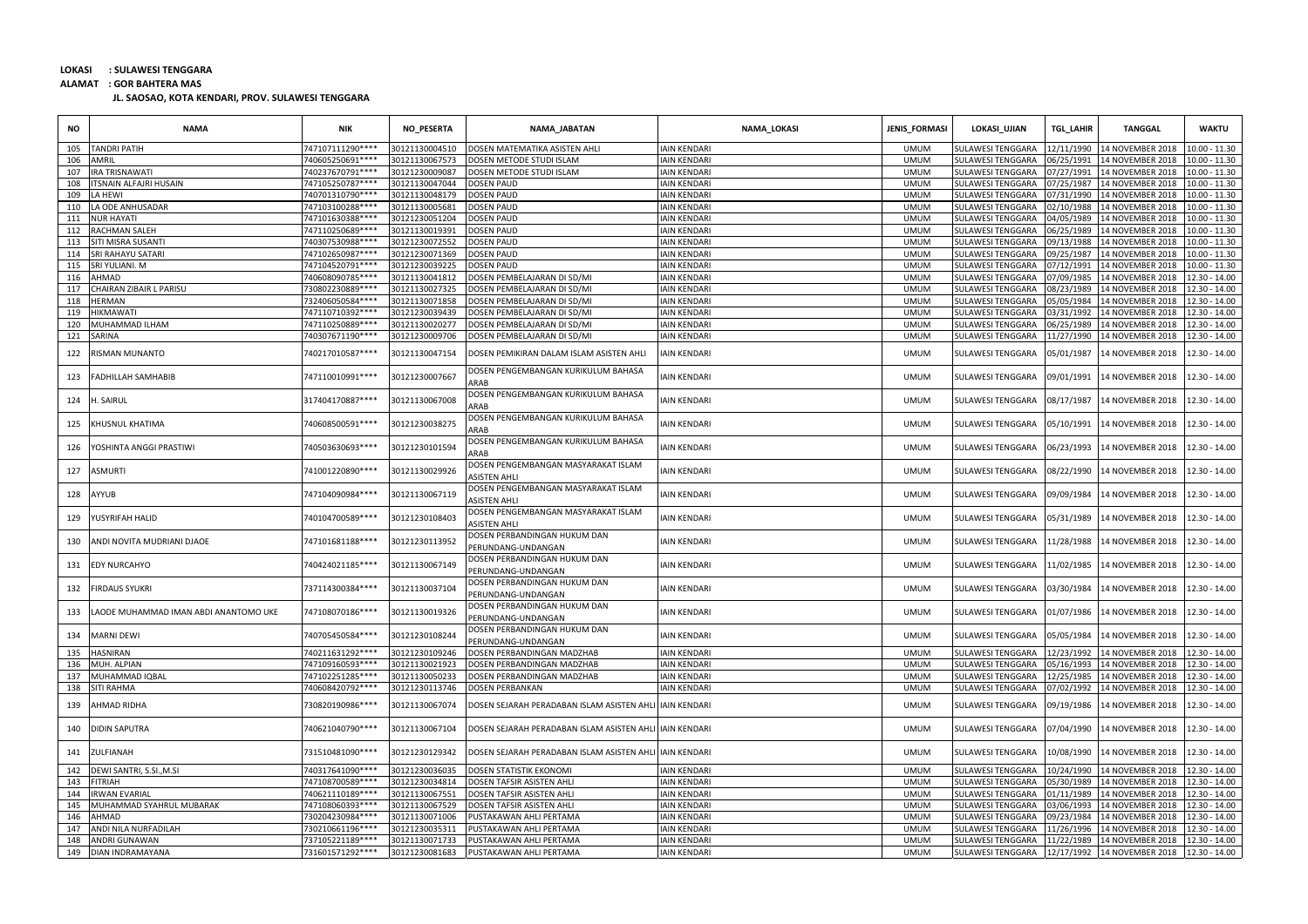**LOKASI : SULAWESI TENGGARA**

**ALAMAT : GOR BAHTERA MAS**

**JL. SAOSAO, KOTA KENDARI, PROV. SULAWESI TENGGARA**

| NO | NAMA | NIK | NO_PESERTA | NAMA_JABATAN | NAMA_LOKASI | JENIS_FORMASI | LOKASI_UJIAN | TGL_LAHIR | TANGGAL | WAKTU |
|---|---|---|---|---|---|---|---|---|---|---|
| 105 | TANDRI PATIH | 747107111290**** | 30121130004510 | DOSEN MATEMATIKA ASISTEN AHLI | IAIN KENDARI | UMUM | SULAWESI TENGGARA | 12/11/1990 | 14 NOVEMBER 2018 | 10.00 - 11.30 |
| 106 | AMRIL | 740605250691**** | 30121130067573 | DOSEN METODE STUDI ISLAM | IAIN KENDARI | UMUM | SULAWESI TENGGARA | 06/25/1991 | 14 NOVEMBER 2018 | 10.00 - 11.30 |
| 107 | IRA TRISNAWATI | 740237670791**** | 30121230009087 | DOSEN METODE STUDI ISLAM | IAIN KENDARI | UMUM | SULAWESI TENGGARA | 07/27/1991 | 14 NOVEMBER 2018 | 10.00 - 11.30 |
| 108 | ITSNAIN ALFAJRI HUSAIN | 747105250787**** | 30121130047044 | DOSEN PAUD | IAIN KENDARI | UMUM | SULAWESI TENGGARA | 07/25/1987 | 14 NOVEMBER 2018 | 10.00 - 11.30 |
| 109 | LA HEWI | 740701310790**** | 30121130048179 | DOSEN PAUD | IAIN KENDARI | UMUM | SULAWESI TENGGARA | 07/31/1990 | 14 NOVEMBER 2018 | 10.00 - 11.30 |
| 110 | LA ODE ANHUSADAR | 747103100288**** | 30121130005681 | DOSEN PAUD | IAIN KENDARI | UMUM | SULAWESI TENGGARA | 02/10/1988 | 14 NOVEMBER 2018 | 10.00 - 11.30 |
| 111 | NUR HAYATI | 747101630388**** | 30121230051204 | DOSEN PAUD | IAIN KENDARI | UMUM | SULAWESI TENGGARA | 04/05/1989 | 14 NOVEMBER 2018 | 10.00 - 11.30 |
| 112 | RACHMAN SALEH | 747110250689**** | 30121130019391 | DOSEN PAUD | IAIN KENDARI | UMUM | SULAWESI TENGGARA | 06/25/1989 | 14 NOVEMBER 2018 | 10.00 - 11.30 |
| 113 | SITI MISRA SUSANTI | 740307530988**** | 30121230072552 | DOSEN PAUD | IAIN KENDARI | UMUM | SULAWESI TENGGARA | 09/13/1988 | 14 NOVEMBER 2018 | 10.00 - 11.30 |
| 114 | SRI RAHAYU SATARI | 747102650987**** | 30121230071369 | DOSEN PAUD | IAIN KENDARI | UMUM | SULAWESI TENGGARA | 09/25/1987 | 14 NOVEMBER 2018 | 10.00 - 11.30 |
| 115 | SRI YULIANI. M | 747104520791**** | 30121230039225 | DOSEN PAUD | IAIN KENDARI | UMUM | SULAWESI TENGGARA | 07/12/1991 | 14 NOVEMBER 2018 | 10.00 - 11.30 |
| 116 | AHMAD | 740608090785**** | 30121130041812 | DOSEN PEMBELAJARAN DI SD/MI | IAIN KENDARI | UMUM | SULAWESI TENGGARA | 07/09/1985 | 14 NOVEMBER 2018 | 12.30 - 14.00 |
| 117 | CHAIRAN ZIBAIR L PARISU | 730802230889**** | 30121130027325 | DOSEN PEMBELAJARAN DI SD/MI | IAIN KENDARI | UMUM | SULAWESI TENGGARA | 08/23/1989 | 14 NOVEMBER 2018 | 12.30 - 14.00 |
| 118 | HERMAN | 732406050584**** | 30121130071858 | DOSEN PEMBELAJARAN DI SD/MI | IAIN KENDARI | UMUM | SULAWESI TENGGARA | 05/05/1984 | 14 NOVEMBER 2018 | 12.30 - 14.00 |
| 119 | HIKMAWATI | 747110710392**** | 30121230039439 | DOSEN PEMBELAJARAN DI SD/MI | IAIN KENDARI | UMUM | SULAWESI TENGGARA | 03/31/1992 | 14 NOVEMBER 2018 | 12.30 - 14.00 |
| 120 | MUHAMMAD ILHAM | 747110250889**** | 30121130020277 | DOSEN PEMBELAJARAN DI SD/MI | IAIN KENDARI | UMUM | SULAWESI TENGGARA | 06/25/1989 | 14 NOVEMBER 2018 | 12.30 - 14.00 |
| 121 | SARINA | 740307671190**** | 30121230009706 | DOSEN PEMBELAJARAN DI SD/MI | IAIN KENDARI | UMUM | SULAWESI TENGGARA | 11/27/1990 | 14 NOVEMBER 2018 | 12.30 - 14.00 |
| 122 | RISMAN MUNANTO | 740217010587**** | 30121130047154 | DOSEN PEMIKIRAN DALAM ISLAM ASISTEN AHLI | IAIN KENDARI | UMUM | SULAWESI TENGGARA | 05/01/1987 | 14 NOVEMBER 2018 | 12.30 - 14.00 |
| 123 | FADHILLAH SAMHABIB | 747110010991**** | 30121230007667 | DOSEN PENGEMBANGAN KURIKULUM BAHASA ARAB | IAIN KENDARI | UMUM | SULAWESI TENGGARA | 09/01/1991 | 14 NOVEMBER 2018 | 12.30 - 14.00 |
| 124 | H. SAIRUL | 317404170887**** | 30121130067008 | DOSEN PENGEMBANGAN KURIKULUM BAHASA ARAB | IAIN KENDARI | UMUM | SULAWESI TENGGARA | 08/17/1987 | 14 NOVEMBER 2018 | 12.30 - 14.00 |
| 125 | KHUSNUL KHATIMA | 740608500591**** | 30121230038275 | DOSEN PENGEMBANGAN KURIKULUM BAHASA ARAB | IAIN KENDARI | UMUM | SULAWESI TENGGARA | 05/10/1991 | 14 NOVEMBER 2018 | 12.30 - 14.00 |
| 126 | YOSHINTA ANGGI PRASTIWI | 740503630693**** | 30121230101594 | DOSEN PENGEMBANGAN KURIKULUM BAHASA ARAB | IAIN KENDARI | UMUM | SULAWESI TENGGARA | 06/23/1993 | 14 NOVEMBER 2018 | 12.30 - 14.00 |
| 127 | ASMURTI | 741001220890**** | 30121130029926 | DOSEN PENGEMBANGAN MASYARAKAT ISLAM ASISTEN AHLI | IAIN KENDARI | UMUM | SULAWESI TENGGARA | 08/22/1990 | 14 NOVEMBER 2018 | 12.30 - 14.00 |
| 128 | AYYUB | 747104090984**** | 30121130067119 | DOSEN PENGEMBANGAN MASYARAKAT ISLAM ASISTEN AHLI | IAIN KENDARI | UMUM | SULAWESI TENGGARA | 09/09/1984 | 14 NOVEMBER 2018 | 12.30 - 14.00 |
| 129 | YUSYRIFAH HALID | 740104700589**** | 30121230108403 | DOSEN PENGEMBANGAN MASYARAKAT ISLAM ASISTEN AHLI | IAIN KENDARI | UMUM | SULAWESI TENGGARA | 05/31/1989 | 14 NOVEMBER 2018 | 12.30 - 14.00 |
| 130 | ANDI NOVITA MUDRIANI DJAOE | 747101681188**** | 30121230113952 | DOSEN PERBANDINGAN HUKUM DAN PERUNDANG-UNDANGAN | IAIN KENDARI | UMUM | SULAWESI TENGGARA | 11/28/1988 | 14 NOVEMBER 2018 | 12.30 - 14.00 |
| 131 | EDY NURCAHYO | 740424021185**** | 30121130067149 | DOSEN PERBANDINGAN HUKUM DAN PERUNDANG-UNDANGAN | IAIN KENDARI | UMUM | SULAWESI TENGGARA | 11/02/1985 | 14 NOVEMBER 2018 | 12.30 - 14.00 |
| 132 | FIRDAUS SYUKRI | 737114300384**** | 30121130037104 | DOSEN PERBANDINGAN HUKUM DAN PERUNDANG-UNDANGAN | IAIN KENDARI | UMUM | SULAWESI TENGGARA | 03/30/1984 | 14 NOVEMBER 2018 | 12.30 - 14.00 |
| 133 | LAODE MUHAMMAD IMAN ABDI ANANTOMO UKE | 747108070186**** | 30121130019326 | DOSEN PERBANDINGAN HUKUM DAN PERUNDANG-UNDANGAN | IAIN KENDARI | UMUM | SULAWESI TENGGARA | 01/07/1986 | 14 NOVEMBER 2018 | 12.30 - 14.00 |
| 134 | MARNI DEWI | 740705450584**** | 30121230108244 | DOSEN PERBANDINGAN HUKUM DAN PERUNDANG-UNDANGAN | IAIN KENDARI | UMUM | SULAWESI TENGGARA | 05/05/1984 | 14 NOVEMBER 2018 | 12.30 - 14.00 |
| 135 | HASNIRAN | 740211631292**** | 30121230109246 | DOSEN PERBANDINGAN MADZHAB | IAIN KENDARI | UMUM | SULAWESI TENGGARA | 12/23/1992 | 14 NOVEMBER 2018 | 12.30 - 14.00 |
| 136 | MUH. ALPIAN | 747109160593**** | 30121130021923 | DOSEN PERBANDINGAN MADZHAB | IAIN KENDARI | UMUM | SULAWESI TENGGARA | 05/16/1993 | 14 NOVEMBER 2018 | 12.30 - 14.00 |
| 137 | MUHAMMAD IQBAL | 747102251285**** | 30121130050233 | DOSEN PERBANDINGAN MADZHAB | IAIN KENDARI | UMUM | SULAWESI TENGGARA | 12/25/1985 | 14 NOVEMBER 2018 | 12.30 - 14.00 |
| 138 | SITI RAHMA | 740608420792**** | 30121230113746 | DOSEN PERBANKAN | IAIN KENDARI | UMUM | SULAWESI TENGGARA | 07/02/1992 | 14 NOVEMBER 2018 | 12.30 - 14.00 |
| 139 | AHMAD RIDHA | 730820190986**** | 30121130067074 | DOSEN SEJARAH PERADABAN ISLAM ASISTEN AHLI | IAIN KENDARI | UMUM | SULAWESI TENGGARA | 09/19/1986 | 14 NOVEMBER 2018 | 12.30 - 14.00 |
| 140 | DIDIN SAPUTRA | 740621040790**** | 30121130067104 | DOSEN SEJARAH PERADABAN ISLAM ASISTEN AHLI | IAIN KENDARI | UMUM | SULAWESI TENGGARA | 07/04/1990 | 14 NOVEMBER 2018 | 12.30 - 14.00 |
| 141 | ZULFIANAH | 731510481090**** | 30121230129342 | DOSEN SEJARAH PERADABAN ISLAM ASISTEN AHLI | IAIN KENDARI | UMUM | SULAWESI TENGGARA | 10/08/1990 | 14 NOVEMBER 2018 | 12.30 - 14.00 |
| 142 | DEWI SANTRI, S.SI.,M.SI | 740317641090**** | 30121230036035 | DOSEN STATISTIK EKONOMI | IAIN KENDARI | UMUM | SULAWESI TENGGARA | 10/24/1990 | 14 NOVEMBER 2018 | 12.30 - 14.00 |
| 143 | FITRIAH | 747108700589**** | 30121230034814 | DOSEN TAFSIR ASISTEN AHLI | IAIN KENDARI | UMUM | SULAWESI TENGGARA | 05/30/1989 | 14 NOVEMBER 2018 | 12.30 - 14.00 |
| 144 | IRWAN EVARIAL | 740621110189**** | 30121130067551 | DOSEN TAFSIR ASISTEN AHLI | IAIN KENDARI | UMUM | SULAWESI TENGGARA | 01/11/1989 | 14 NOVEMBER 2018 | 12.30 - 14.00 |
| 145 | MUHAMMAD SYAHRUL MUBARAK | 747108060393**** | 30121130067529 | DOSEN TAFSIR ASISTEN AHLI | IAIN KENDARI | UMUM | SULAWESI TENGGARA | 03/06/1993 | 14 NOVEMBER 2018 | 12.30 - 14.00 |
| 146 | AHMAD | 730204230984**** | 30121130071006 | PUSTAKAWAN AHLI PERTAMA | IAIN KENDARI | UMUM | SULAWESI TENGGARA | 09/23/1984 | 14 NOVEMBER 2018 | 12.30 - 14.00 |
| 147 | ANDI NILA NURFADILAH | 730210661196**** | 30121230035311 | PUSTAKAWAN AHLI PERTAMA | IAIN KENDARI | UMUM | SULAWESI TENGGARA | 11/26/1996 | 14 NOVEMBER 2018 | 12.30 - 14.00 |
| 148 | ANDRI GUNAWAN | 737105221189**** | 30121130071733 | PUSTAKAWAN AHLI PERTAMA | IAIN KENDARI | UMUM | SULAWESI TENGGARA | 11/22/1989 | 14 NOVEMBER 2018 | 12.30 - 14.00 |
| 149 | DIAN INDRAMAYANA | 731601571292**** | 30121230081683 | PUSTAKAWAN AHLI PERTAMA | IAIN KENDARI | UMUM | SULAWESI TENGGARA | 12/17/1992 | 14 NOVEMBER 2018 | 12.30 - 14.00 |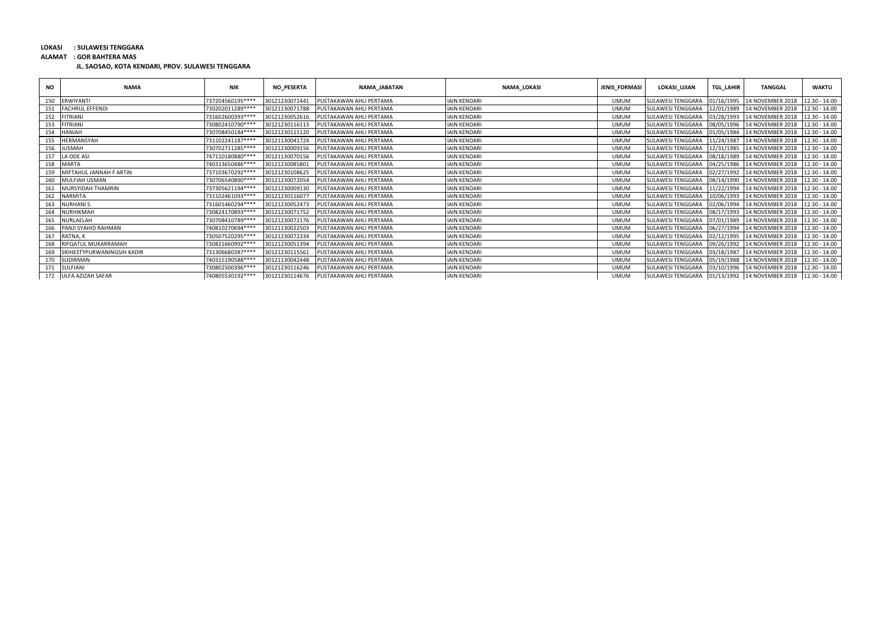**LOKASI : SULAWESI TENGGARA**

**ALAMAT : GOR BAHTERA MAS**

**JL. SAOSAO, KOTA KENDARI, PROV. SULAWESI TENGGARA**

| NO | NAMA | NIK | NO_PESERTA | NAMA_JABATAN | NAMA_LOKASI | JENIS_FORMASI | LOKASI_UJIAN | TGL_LAHIR | TANGGAL | WAKTU |
|---|---|---|---|---|---|---|---|---|---|---|
| 150 | ERWIYANTI | 737204560195**** | 30121230071441 | PUSTAKAWAN AHLI PERTAMA | IAIN KENDARI | UMUM | SULAWESI TENGGARA | 01/16/1995 | 14 NOVEMBER 2018 | 12.30 - 14.00 |
| 151 | FACHRUL EFFENDI | 730202011289**** | 30121130071788 | PUSTAKAWAN AHLI PERTAMA | IAIN KENDARI | UMUM | SULAWESI TENGGARA | 12/01/1989 | 14 NOVEMBER 2018 | 12.30 - 14.00 |
| 152 | FITRIANI | 731602600393**** | 30121230052616 | PUSTAKAWAN AHLI PERTAMA | IAIN KENDARI | UMUM | SULAWESI TENGGARA | 03/28/1993 | 14 NOVEMBER 2018 | 12.30 - 14.00 |
| 153 | FITRIANI | 730802410790**** | 30121230116113 | PUSTAKAWAN AHLI PERTAMA | IAIN KENDARI | UMUM | SULAWESI TENGGARA | 08/05/1996 | 14 NOVEMBER 2018 | 12.30 - 14.00 |
| 154 | HANIAH | 730708450184**** | 30121230115120 | PUSTAKAWAN AHLI PERTAMA | IAIN KENDARI | UMUM | SULAWESI TENGGARA | 01/05/1984 | 14 NOVEMBER 2018 | 12.30 - 14.00 |
| 155 | HERMANSYAH | 731102241187**** | 30121130041724 | PUSTAKAWAN AHLI PERTAMA | IAIN KENDARI | UMUM | SULAWESI TENGGARA | 11/24/1987 | 14 NOVEMBER 2018 | 12.30 - 14.00 |
| 156 | JUSMAH | 730702711285**** | 30121230009156 | PUSTAKAWAN AHLI PERTAMA | IAIN KENDARI | UMUM | SULAWESI TENGGARA | 12/31/1985 | 14 NOVEMBER 2018 | 12.30 - 14.00 |
| 157 | LA ODE ASI | 747110180880**** | 30121130070156 | PUSTAKAWAN AHLI PERTAMA | IAIN KENDARI | UMUM | SULAWESI TENGGARA | 08/18/1989 | 14 NOVEMBER 2018 | 12.30 - 14.00 |
| 158 | MARTA | 740313650486**** | 30121230085801 | PUSTAKAWAN AHLI PERTAMA | IAIN KENDARI | UMUM | SULAWESI TENGGARA | 04/25/1986 | 14 NOVEMBER 2018 | 12.30 - 14.00 |
| 159 | MIFTAHUL JANNAH F ARTIN | 737103670292**** | 30121230108625 | PUSTAKAWAN AHLI PERTAMA | IAIN KENDARI | UMUM | SULAWESI TENGGARA | 02/27/1992 | 14 NOVEMBER 2018 | 12.30 - 14.00 |
| 160 | MULFIAH USMAN | 730706540890**** | 30121230072054 | PUSTAKAWAN AHLI PERTAMA | IAIN KENDARI | UMUM | SULAWESI TENGGARA | 08/14/1990 | 14 NOVEMBER 2018 | 12.30 - 14.00 |
| 161 | MURSYIDAH THAMRIN | 737305621194**** | 30121230009130 | PUSTAKAWAN AHLI PERTAMA | IAIN KENDARI | UMUM | SULAWESI TENGGARA | 11/22/1994 | 14 NOVEMBER 2018 | 12.30 - 14.00 |
| 162 | NARMITA | 731102461093**** | 30121230116077 | PUSTAKAWAN AHLI PERTAMA | IAIN KENDARI | UMUM | SULAWESI TENGGARA | 10/06/1993 | 14 NOVEMBER 2018 | 12.30 - 14.00 |
| 163 | NURHANI S. | 731601460294**** | 30121230052473 | PUSTAKAWAN AHLI PERTAMA | IAIN KENDARI | UMUM | SULAWESI TENGGARA | 02/06/1994 | 14 NOVEMBER 2018 | 12.30 - 14.00 |
| 164 | NURHIKMAH | 730824170893**** | 30121230071752 | PUSTAKAWAN AHLI PERTAMA | IAIN KENDARI | UMUM | SULAWESI TENGGARA | 08/17/1993 | 14 NOVEMBER 2018 | 12.30 - 14.00 |
| 165 | NURLAELAH | 730708410789**** | 30121230072176 | PUSTAKAWAN AHLI PERTAMA | IAIN KENDARI | UMUM | SULAWESI TENGGARA | 07/01/1989 | 14 NOVEMBER 2018 | 12.30 - 14.00 |
| 166 | PANJI SYAHID RAHMAN | 740810270694**** | 30121130022503 | PUSTAKAWAN AHLI PERTAMA | IAIN KENDARI | UMUM | SULAWESI TENGGARA | 06/27/1994 | 14 NOVEMBER 2018 | 12.30 - 14.00 |
| 167 | RATNA, K | 730507520295**** | 30121230072334 | PUSTAKAWAN AHLI PERTAMA | IAIN KENDARI | UMUM | SULAWESI TENGGARA | 02/12/1995 | 14 NOVEMBER 2018 | 12.30 - 14.00 |
| 168 | RIFQATUL MUKARRAMAH | 730821660992**** | 30121230051394 | PUSTAKAWAN AHLI PERTAMA | IAIN KENDARI | UMUM | SULAWESI TENGGARA | 09/26/1992 | 14 NOVEMBER 2018 | 12.30 - 14.00 |
| 169 | SRIHESTYPURWANINGSIH KADIR | 731306680387**** | 30121230115561 | PUSTAKAWAN AHLI PERTAMA | IAIN KENDARI | UMUM | SULAWESI TENGGARA | 03/18/1987 | 14 NOVEMBER 2018 | 12.30 - 14.00 |
| 170 | SUDIRMAN | 740315190588**** | 30121130042448 | PUSTAKAWAN AHLI PERTAMA | IAIN KENDARI | UMUM | SULAWESI TENGGARA | 05/19/1988 | 14 NOVEMBER 2018 | 12.30 - 14.00 |
| 171 | SULFIANI | 730802500396**** | 30121230116246 | PUSTAKAWAN AHLI PERTAMA | IAIN KENDARI | UMUM | SULAWESI TENGGARA | 03/10/1996 | 14 NOVEMBER 2018 | 12.30 - 14.00 |
| 172 | ULFA AZIZAH SAFAR | 740805530192**** | 30121230114676 | PUSTAKAWAN AHLI PERTAMA | IAIN KENDARI | UMUM | SULAWESI TENGGARA | 01/13/1992 | 14 NOVEMBER 2018 | 12.30 - 14.00 |